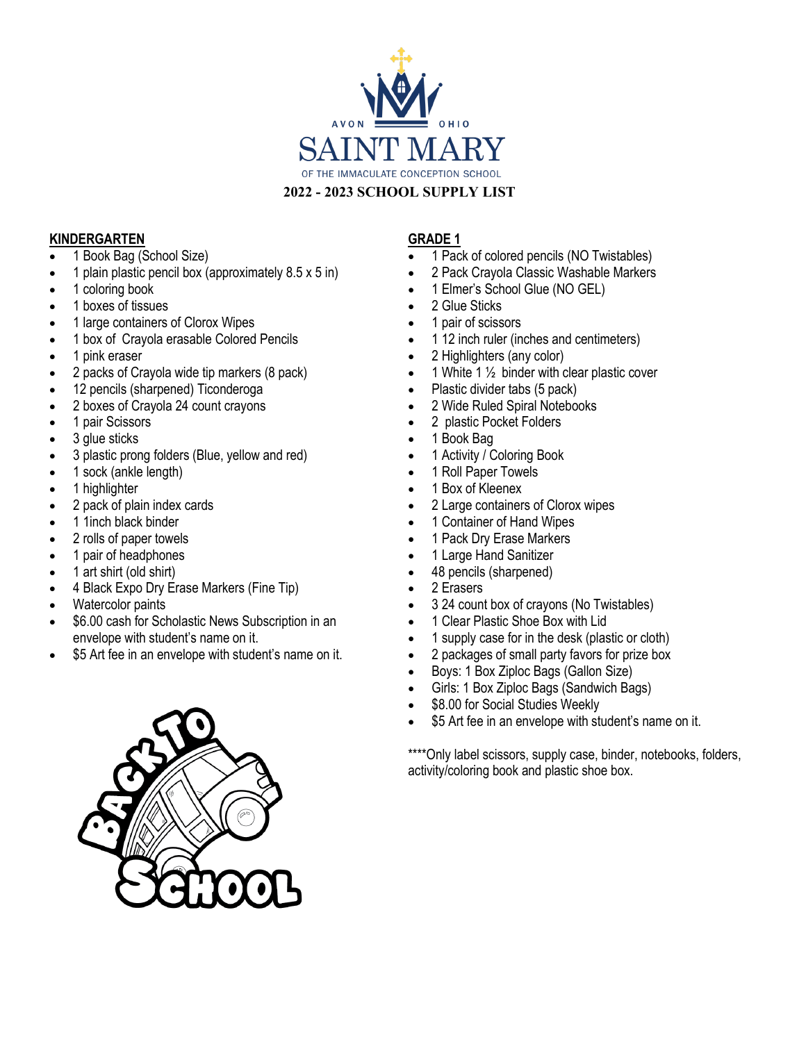AVON OHIO

# SAINT MARY

OF THE IMMACULATE CONCEPTION SCHOOL

## 2022 - 2023 SCHOOL SUPPLY LIST

### KINDERGARTEN

- 1 Book Bag (School Size)
- 1 plain plastic pencil box (approximately 8.5 x 5 in)
- 1 coloring book
- 1 boxes of tissues
- 1 large containers of Clorox Wipes
- 1 box of Crayola erasable Colored Pencils
- 1 pink eraser
- 2 packs of Crayola wide tip markers (8 pack)
- 12 pencils (sharpened) Ticonderoga
- 2 boxes of Crayola 24 count crayons
- 1 pair Scissors
- 3 glue sticks
- 3 plastic prong folders (Blue, yellow and red)
- 1 sock (ankle length)
- 1 highlighter
- 2 pack of plain index cards
- 1 1inch black binder
- 2 rolls of paper towels
- 1 pair of headphones
- 1 art shirt (old shirt)
- 4 Black Expo Dry Erase Markers (Fine Tip)
- Watercolor paints
- $6.00 cash for Scholastic News Subscription in an envelope with student's name on it.
- $5 Art fee in an envelope with student's name on it.

### GRADE 1

- 1 Pack of colored pencils (NO Twistables)
- 2 Pack Crayola Classic Washable Markers
- 1 Elmer's School Glue (NO GEL)
- 2 Glue Sticks
- 1 pair of scissors
- 1 12 inch ruler (inches and centimeters)
- 2 Highlighters (any color)
- 1 White 1 ½ binder with clear plastic cover
- Plastic divider tabs (5 pack)
- 2 Wide Ruled Spiral Notebooks
- 2 plastic Pocket Folders
- 1 Book Bag
- 1 Activity / Coloring Book
- 1 Roll Paper Towels
- 1 Box of Kleenex
- 2 Large containers of Clorox wipes
- 1 Container of Hand Wipes
- 1 Pack Dry Erase Markers
- 1 Large Hand Sanitizer
- 48 pencils (sharpened)
- 2 Erasers
- 3 24 count box of crayons (No Twistables)
- 1 Clear Plastic Shoe Box with Lid
- 1 supply case for in the desk (plastic or cloth)
- 2 packages of small party favors for prize box
- Boys: 1 Box Ziploc Bags (Gallon Size)
- Girls: 1 Box Ziploc Bags (Sandwich Bags)
- $8.00 for Social Studies Weekly
- $5 Art fee in an envelope with student's name on it.

****Only label scissors, supply case, binder, notebooks, folders, activity/coloring book and plastic shoe box.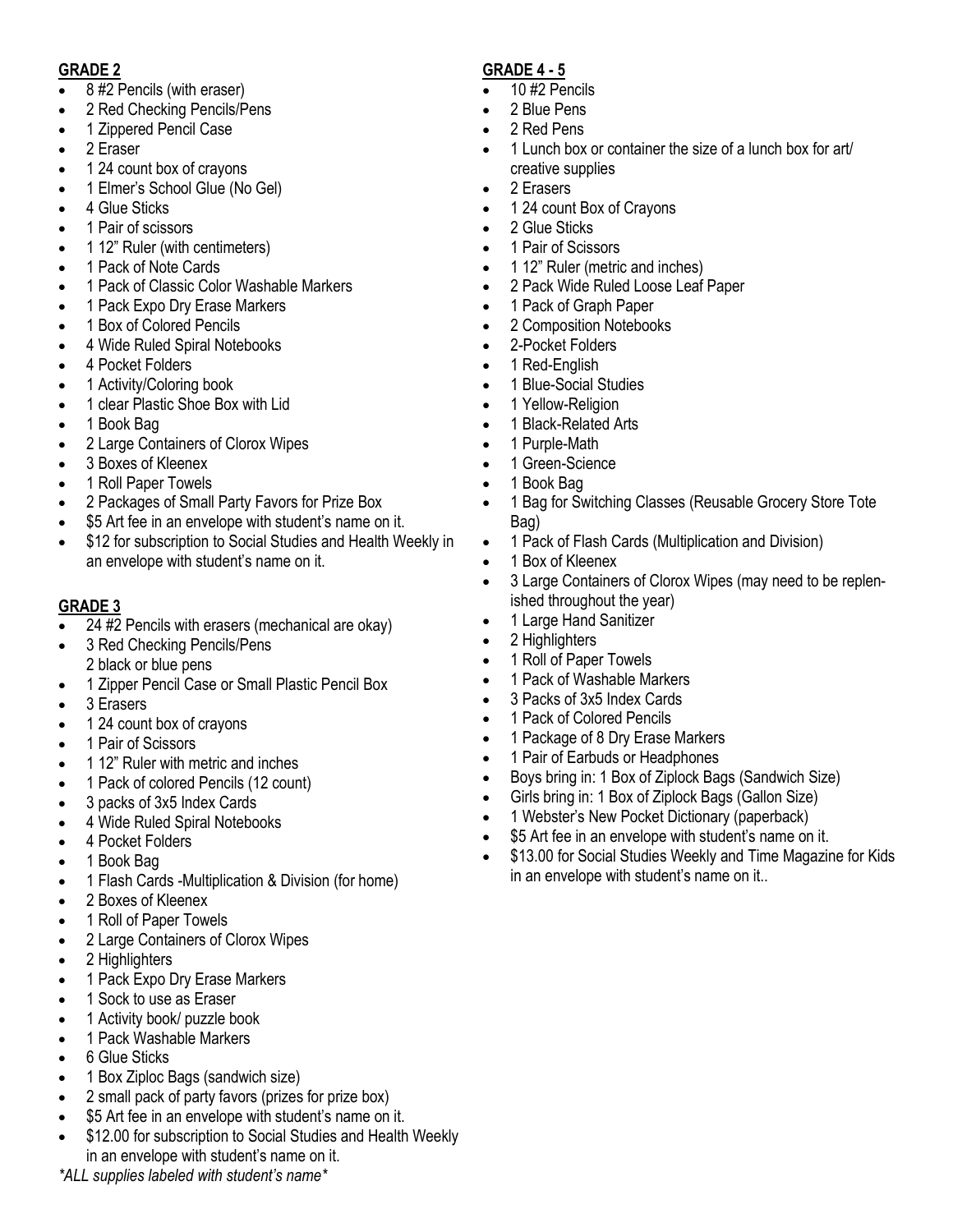## GRADE 2

- 8 #2 Pencils (with eraser)
- 2 Red Checking Pencils/Pens
- 1 Zippered Pencil Case
- 2 Eraser
- 1 24 count box of crayons
- 1 Elmer's School Glue (No Gel)
- 4 Glue Sticks
- 1 Pair of scissors
- 1 12" Ruler (with centimeters)
- 1 Pack of Note Cards
- 1 Pack of Classic Color Washable Markers
- 1 Pack Expo Dry Erase Markers
- 1 Box of Colored Pencils
- 4 Wide Ruled Spiral Notebooks
- 4 Pocket Folders
- 1 Activity/Coloring book
- 1 clear Plastic Shoe Box with Lid
- 1 Book Bag
- 2 Large Containers of Clorox Wipes
- 3 Boxes of Kleenex
- 1 Roll Paper Towels
- 2 Packages of Small Party Favors for Prize Box
- $5 Art fee in an envelope with student's name on it.
- $12 for subscription to Social Studies and Health Weekly in an envelope with student's name on it.

## GRADE 3

- 24 #2 Pencils with erasers (mechanical are okay)
- 3 Red Checking Pencils/Pens
  2 black or blue pens
- 1 Zipper Pencil Case or Small Plastic Pencil Box
- 3 Erasers
- 1 24 count box of crayons
- 1 Pair of Scissors
- 1 12" Ruler with metric and inches
- 1 Pack of colored Pencils (12 count)
- 3 packs of 3x5 Index Cards
- 4 Wide Ruled Spiral Notebooks
- 4 Pocket Folders
- 1 Book Bag
- 1 Flash Cards -Multiplication & Division (for home)
- 2 Boxes of Kleenex
- 1 Roll of Paper Towels
- 2 Large Containers of Clorox Wipes
- 2 Highlighters
- 1 Pack Expo Dry Erase Markers
- 1 Sock to use as Eraser
- 1 Activity book/ puzzle book
- 1 Pack Washable Markers
- 6 Glue Sticks
- 1 Box Ziploc Bags (sandwich size)
- 2 small pack of party favors (prizes for prize box)
- $5 Art fee in an envelope with student's name on it.
- $12.00 for subscription to Social Studies and Health Weekly in an envelope with student's name on it.

*\*ALL supplies labeled with student's name\**

## GRADE 4 - 5

- 10 #2 Pencils
- 2 Blue Pens
- 2 Red Pens
- 1 Lunch box or container the size of a lunch box for art/ creative supplies
- 2 Erasers
- 1 24 count Box of Crayons
- 2 Glue Sticks
- 1 Pair of Scissors
- 1 12" Ruler (metric and inches)
- 2 Pack Wide Ruled Loose Leaf Paper
- 1 Pack of Graph Paper
- 2 Composition Notebooks
- 2-Pocket Folders
- 1 Red-English
- 1 Blue-Social Studies
- 1 Yellow-Religion
- 1 Black-Related Arts
- 1 Purple-Math
- 1 Green-Science
- 1 Book Bag
- 1 Bag for Switching Classes (Reusable Grocery Store Tote Bag)
- 1 Pack of Flash Cards (Multiplication and Division)
- 1 Box of Kleenex
- 3 Large Containers of Clorox Wipes (may need to be replenished throughout the year)
- 1 Large Hand Sanitizer
- 2 Highlighters
- 1 Roll of Paper Towels
- 1 Pack of Washable Markers
- 3 Packs of 3x5 Index Cards
- 1 Pack of Colored Pencils
- 1 Package of 8 Dry Erase Markers
- 1 Pair of Earbuds or Headphones
- Boys bring in: 1 Box of Ziplock Bags (Sandwich Size)
- Girls bring in: 1 Box of Ziplock Bags (Gallon Size)
- 1 Webster's New Pocket Dictionary (paperback)
- $5 Art fee in an envelope with student's name on it.
- $13.00 for Social Studies Weekly and Time Magazine for Kids in an envelope with student's name on it..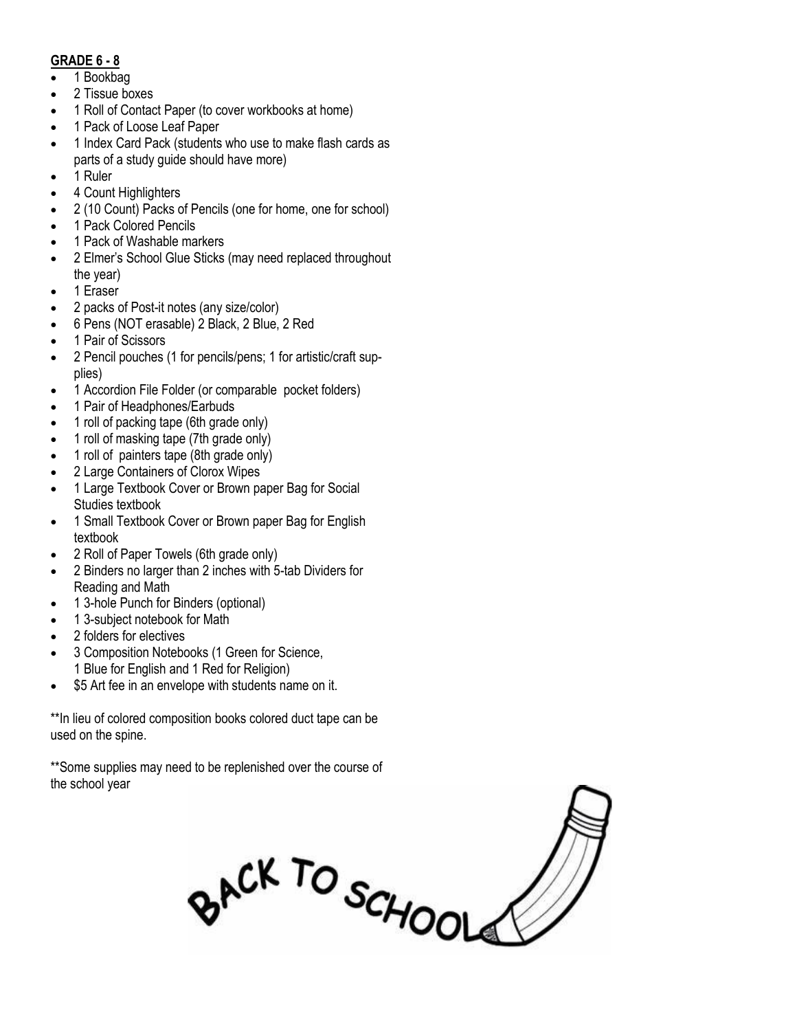**GRADE 6 - 8**

- 1 Bookbag
- 2 Tissue boxes
- 1 Roll of Contact Paper (to cover workbooks at home)
- 1 Pack of Loose Leaf Paper
- 1 Index Card Pack (students who use to make flash cards as parts of a study guide should have more)
- 1 Ruler
- 4 Count Highlighters
- 2 (10 Count) Packs of Pencils (one for home, one for school)
- 1 Pack Colored Pencils
- 1 Pack of Washable markers
- 2 Elmer's School Glue Sticks (may need replaced throughout the year)
- 1 Eraser
- 2 packs of Post-it notes (any size/color)
- 6 Pens (NOT erasable) 2 Black, 2 Blue, 2 Red
- 1 Pair of Scissors
- 2 Pencil pouches (1 for pencils/pens; 1 for artistic/craft supplies)
- 1 Accordion File Folder (or comparable pocket folders)
- 1 Pair of Headphones/Earbuds
- 1 roll of packing tape (6th grade only)
- 1 roll of masking tape (7th grade only)
- 1 roll of painters tape (8th grade only)
- 2 Large Containers of Clorox Wipes
- 1 Large Textbook Cover or Brown paper Bag for Social Studies textbook
- 1 Small Textbook Cover or Brown paper Bag for English textbook
- 2 Roll of Paper Towels (6th grade only)
- 2 Binders no larger than 2 inches with 5-tab Dividers for Reading and Math
- 1 3-hole Punch for Binders (optional)
- 1 3-subject notebook for Math
- 2 folders for electives
- 3 Composition Notebooks (1 Green for Science, 1 Blue for English and 1 Red for Religion)
- $5 Art fee in an envelope with students name on it.

**In lieu of colored composition books colored duct tape can be used on the spine.

**Some supplies may need to be replenished over the course of the school year

BACK TO SCHOOL